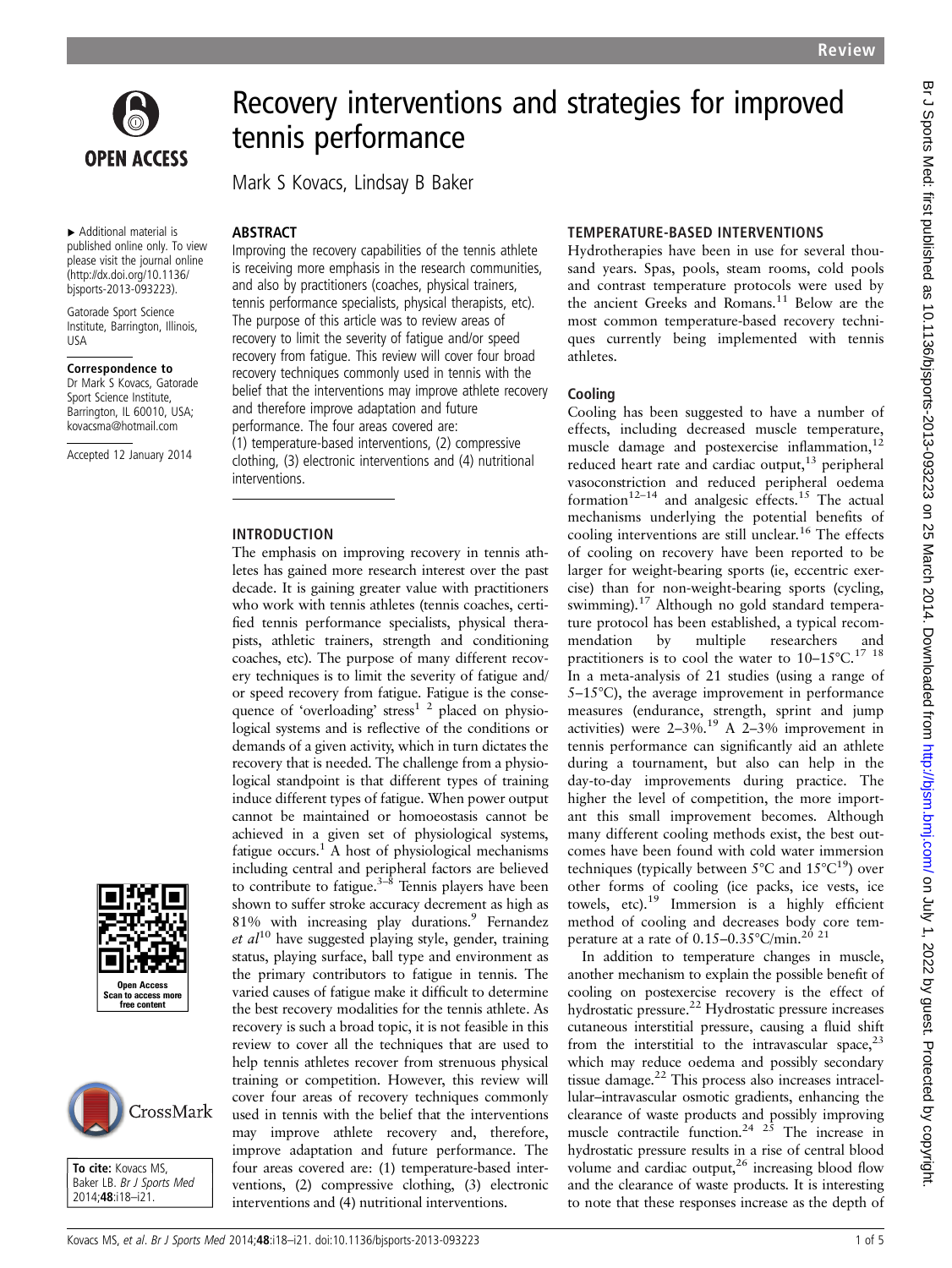# Recovery interventions and strategies for improved tennis performance

Mark S Kovacs, Lindsay B Baker

▸ Additional material is published online only. To view please visit the journal online (http://dx.doi.org/10.1136/bjsports-2013-093223).

Gatorade Sport Science Institute, Barrington, Illinois, USA

**Correspondence to**
Dr Mark S Kovacs, Gatorade Sport Science Institute, Barrington, IL 60010, USA; kovacsma@hotmail.com

Accepted 12 January 2014

**To cite:** Kovacs MS, Baker LB. *Br J Sports Med* 2014;**48**:i18–i21.

## ABSTRACT

Improving the recovery capabilities of the tennis athlete is receiving more emphasis in the research communities, and also by practitioners (coaches, physical trainers, tennis performance specialists, physical therapists, etc). The purpose of this article was to review areas of recovery to limit the severity of fatigue and/or speed recovery from fatigue. This review will cover four broad recovery techniques commonly used in tennis with the belief that the interventions may improve athlete recovery and therefore improve adaptation and future performance. The four areas covered are: (1) temperature-based interventions, (2) compressive clothing, (3) electronic interventions and (4) nutritional interventions.

## INTRODUCTION

The emphasis on improving recovery in tennis athletes has gained more research interest over the past decade. It is gaining greater value with practitioners who work with tennis athletes (tennis coaches, certified tennis performance specialists, physical therapists, athletic trainers, strength and conditioning coaches, etc). The purpose of many different recovery techniques is to limit the severity of fatigue and/or speed recovery from fatigue. Fatigue is the consequence of 'overloading' stress[1 2] placed on physiological systems and is reflective of the conditions or demands of a given activity, which in turn dictates the recovery that is needed. The challenge from a physiological standpoint is that different types of training induce different types of fatigue. When power output cannot be maintained or homoeostasis cannot be achieved in a given set of physiological systems, fatigue occurs.[1] A host of physiological mechanisms including central and peripheral factors are believed to contribute to fatigue.[3–8] Tennis players have been shown to suffer stroke accuracy decrement as high as 81% with increasing play durations.[9] Fernandez *et al*[10] have suggested playing style, gender, training status, playing surface, ball type and environment as the primary contributors to fatigue in tennis. The varied causes of fatigue make it difficult to determine the best recovery modalities for the tennis athlete. As recovery is such a broad topic, it is not feasible in this review to cover all the techniques that are used to help tennis athletes recover from strenuous physical training or competition. However, this review will cover four areas of recovery techniques commonly used in tennis with the belief that the interventions may improve athlete recovery and, therefore, improve adaptation and future performance. The four areas covered are: (1) temperature-based interventions, (2) compressive clothing, (3) electronic interventions and (4) nutritional interventions.

## TEMPERATURE-BASED INTERVENTIONS

Hydrotherapies have been in use for several thousand years. Spas, pools, steam rooms, cold pools and contrast temperature protocols were used by the ancient Greeks and Romans.[11] Below are the most common temperature-based recovery techniques currently being implemented with tennis athletes.

### Cooling

Cooling has been suggested to have a number of effects, including decreased muscle temperature, muscle damage and postexercise inflammation,[12] reduced heart rate and cardiac output,[13] peripheral vasoconstriction and reduced peripheral oedema formation[12–14] and analgesic effects.[15] The actual mechanisms underlying the potential benefits of cooling interventions are still unclear.[16] The effects of cooling on recovery have been reported to be larger for weight-bearing sports (ie, eccentric exercise) than for non-weight-bearing sports (cycling, swimming).[17] Although no gold standard temperature protocol has been established, a typical recommendation by multiple researchers and practitioners is to cool the water to 10–15°C.[17 18] In a meta-analysis of 21 studies (using a range of 5–15°C), the average improvement in performance measures (endurance, strength, sprint and jump activities) were 2–3%.[19] A 2–3% improvement in tennis performance can significantly aid an athlete during a tournament, but also can help in the day-to-day improvements during practice. The higher the level of competition, the more important this small improvement becomes. Although many different cooling methods exist, the best outcomes have been found with cold water immersion techniques (typically between 5°C and 15°C[19]) over other forms of cooling (ice packs, ice vests, ice towels, etc).[19] Immersion is a highly efficient method of cooling and decreases body core temperature at a rate of 0.15–0.35°C/min.[20 21]

In addition to temperature changes in muscle, another mechanism to explain the possible benefit of cooling on postexercise recovery is the effect of hydrostatic pressure.[22] Hydrostatic pressure increases cutaneous interstitial pressure, causing a fluid shift from the interstitial to the intravascular space,[23] which may reduce oedema and possibly secondary tissue damage.[22] This process also increases intracellular–intravascular osmotic gradients, enhancing the clearance of waste products and possibly improving muscle contractile function.[24 25] The increase in hydrostatic pressure results in a rise of central blood volume and cardiac output,[26] increasing blood flow and the clearance of waste products. It is interesting to note that these responses increase as the depth of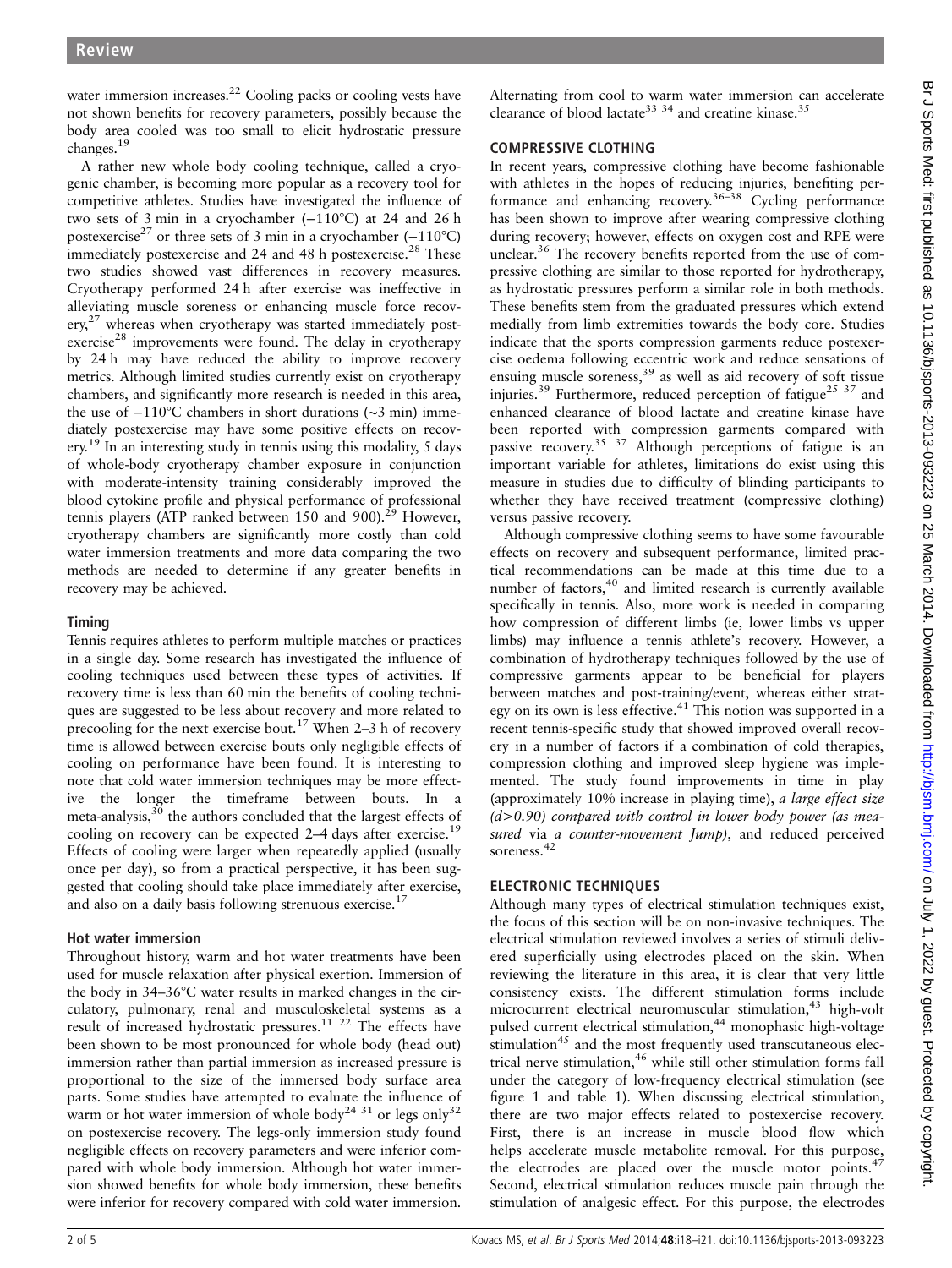water immersion increases.[22] Cooling packs or cooling vests have not shown benefits for recovery parameters, possibly because the body area cooled was too small to elicit hydrostatic pressure changes.[19]

A rather new whole body cooling technique, called a cryogenic chamber, is becoming more popular as a recovery tool for competitive athletes. Studies have investigated the influence of two sets of 3 min in a cryochamber (−110°C) at 24 and 26 h postexercise[27] or three sets of 3 min in a cryochamber (−110°C) immediately postexercise and 24 and 48 h postexercise.[28] These two studies showed vast differences in recovery measures. Cryotherapy performed 24 h after exercise was ineffective in alleviating muscle soreness or enhancing muscle force recovery,[27] whereas when cryotherapy was started immediately postexercise[28] improvements were found. The delay in cryotherapy by 24 h may have reduced the ability to improve recovery metrics. Although limited studies currently exist on cryotherapy chambers, and significantly more research is needed in this area, the use of −110°C chambers in short durations (~3 min) immediately postexercise may have some positive effects on recovery.[19] In an interesting study in tennis using this modality, 5 days of whole-body cryotherapy chamber exposure in conjunction with moderate-intensity training considerably improved the blood cytokine profile and physical performance of professional tennis players (ATP ranked between 150 and 900).[29] However, cryotherapy chambers are significantly more costly than cold water immersion treatments and more data comparing the two methods are needed to determine if any greater benefits in recovery may be achieved.

### Timing

Tennis requires athletes to perform multiple matches or practices in a single day. Some research has investigated the influence of cooling techniques used between these types of activities. If recovery time is less than 60 min the benefits of cooling techniques are suggested to be less about recovery and more related to precooling for the next exercise bout.[17] When 2–3 h of recovery time is allowed between exercise bouts only negligible effects of cooling on performance have been found. It is interesting to note that cold water immersion techniques may be more effective the longer the timeframe between bouts. In a meta-analysis,[30] the authors concluded that the largest effects of cooling on recovery can be expected 2–4 days after exercise.[19] Effects of cooling were larger when repeatedly applied (usually once per day), so from a practical perspective, it has been suggested that cooling should take place immediately after exercise, and also on a daily basis following strenuous exercise.[17]

### Hot water immersion

Throughout history, warm and hot water treatments have been used for muscle relaxation after physical exertion. Immersion of the body in 34–36°C water results in marked changes in the circulatory, pulmonary, renal and musculoskeletal systems as a result of increased hydrostatic pressures.[11 22] The effects have been shown to be most pronounced for whole body (head out) immersion rather than partial immersion as increased pressure is proportional to the size of the immersed body surface area parts. Some studies have attempted to evaluate the influence of warm or hot water immersion of whole body[24 31] or legs only[32] on postexercise recovery. The legs-only immersion study found negligible effects on recovery parameters and were inferior compared with whole body immersion. Although hot water immersion showed benefits for whole body immersion, these benefits were inferior for recovery compared with cold water immersion. Alternating from cool to warm water immersion can accelerate clearance of blood lactate[33 34] and creatine kinase.[35]

## COMPRESSIVE CLOTHING

In recent years, compressive clothing have become fashionable with athletes in the hopes of reducing injuries, benefiting performance and enhancing recovery.[36–38] Cycling performance has been shown to improve after wearing compressive clothing during recovery; however, effects on oxygen cost and RPE were unclear.[36] The recovery benefits reported from the use of compressive clothing are similar to those reported for hydrotherapy, as hydrostatic pressures perform a similar role in both methods. These benefits stem from the graduated pressures which extend medially from limb extremities towards the body core. Studies indicate that the sports compression garments reduce postexercise oedema following eccentric work and reduce sensations of ensuing muscle soreness,[39] as well as aid recovery of soft tissue injuries.[39] Furthermore, reduced perception of fatigue[25 37] and enhanced clearance of blood lactate and creatine kinase have been reported with compression garments compared with passive recovery.[35 37] Although perceptions of fatigue is an important variable for athletes, limitations do exist using this measure in studies due to difficulty of blinding participants to whether they have received treatment (compressive clothing) versus passive recovery.

Although compressive clothing seems to have some favourable effects on recovery and subsequent performance, limited practical recommendations can be made at this time due to a number of factors,[40] and limited research is currently available specifically in tennis. Also, more work is needed in comparing how compression of different limbs (ie, lower limbs vs upper limbs) may influence a tennis athlete's recovery. However, a combination of hydrotherapy techniques followed by the use of compressive garments appear to be beneficial for players between matches and post-training/event, whereas either strategy on its own is less effective.[41] This notion was supported in a recent tennis-specific study that showed improved overall recovery in a number of factors if a combination of cold therapies, compression clothing and improved sleep hygiene was implemented. The study found improvements in time in play (approximately 10% increase in playing time), *a large effect size ($d$>0.90) compared with control in lower body power (as measured* via *a counter-movement Jump)*, and reduced perceived soreness.[42]

## ELECTRONIC TECHNIQUES

Although many types of electrical stimulation techniques exist, the focus of this section will be on non-invasive techniques. The electrical stimulation reviewed involves a series of stimuli delivered superficially using electrodes placed on the skin. When reviewing the literature in this area, it is clear that very little consistency exists. The different stimulation forms include microcurrent electrical neuromuscular stimulation,[43] high-volt pulsed current electrical stimulation,[44] monophasic high-voltage stimulation[45] and the most frequently used transcutaneous electrical nerve stimulation,[46] while still other stimulation forms fall under the category of low-frequency electrical stimulation (see figure 1 and table 1). When discussing electrical stimulation, there are two major effects related to postexercise recovery. First, there is an increase in muscle blood flow which helps accelerate muscle metabolite removal. For this purpose, the electrodes are placed over the muscle motor points.[47] Second, electrical stimulation reduces muscle pain through the stimulation of analgesic effect. For this purpose, the electrodes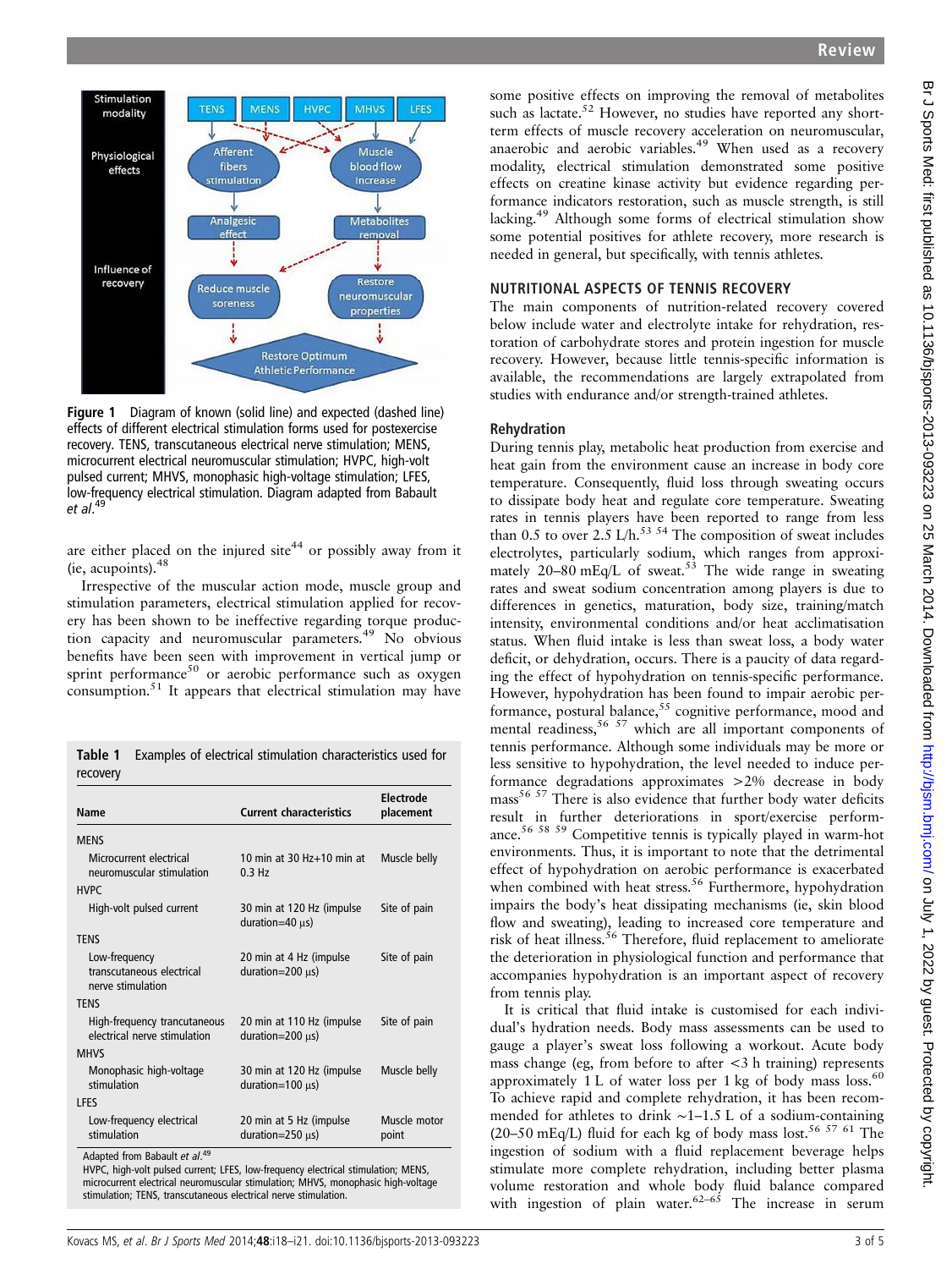Figure 1 Diagram of known (solid line) and expected (dashed line) effects of different electrical stimulation forms used for postexercise recovery. TENS, transcutaneous electrical nerve stimulation; MENS, microcurrent electrical neuromuscular stimulation; HVPC, high-volt pulsed current; MHVS, monophasic high-voltage stimulation; LFES, low-frequency electrical stimulation. Diagram adapted from Babault *et al*.[49]

are either placed on the injured site[44] or possibly away from it (ie, acupoints).[48]

Irrespective of the muscular action mode, muscle group and stimulation parameters, electrical stimulation applied for recovery has been shown to be ineffective regarding torque production capacity and neuromuscular parameters.[49] No obvious benefits have been seen with improvement in vertical jump or sprint performance[50] or aerobic performance such as oxygen consumption.[51] It appears that electrical stimulation may have some positive effects on improving the removal of metabolites such as lactate.[52] However, no studies have reported any short-term effects of muscle recovery acceleration on neuromuscular, anaerobic and aerobic variables.[49] When used as a recovery modality, electrical stimulation demonstrated some positive effects on creatine kinase activity but evidence regarding performance indicators restoration, such as muscle strength, is still lacking.[49] Although some forms of electrical stimulation show some potential positives for athlete recovery, more research is needed in general, but specifically, with tennis athletes.

**Table 1** Examples of electrical stimulation characteristics used for recovery

| Name | Current characteristics | Electrode placement |
|---|---|---|
| MENS | | |
| Microcurrent electrical neuromuscular stimulation | 10 min at 30 Hz+10 min at 0.3 Hz | Muscle belly |
| HVPC | | |
| High-volt pulsed current | 30 min at 120 Hz (impulse duration=40 μs) | Site of pain |
| TENS | | |
| Low-frequency transcutaneous electrical nerve stimulation | 20 min at 4 Hz (impulse duration=200 μs) | Site of pain |
| TENS | | |
| High-frequency trancutaneous electrical nerve stimulation | 20 min at 110 Hz (impulse duration=200 μs) | Site of pain |
| MHVS | | |
| Monophasic high-voltage stimulation | 30 min at 120 Hz (impulse duration=100 μs) | Muscle belly |
| LFES | | |
| Low-frequency electrical stimulation | 20 min at 5 Hz (impulse duration=250 μs) | Muscle motor point |

Adapted from Babault *et al*.[49]
HVPC, high-volt pulsed current; LFES, low-frequency electrical stimulation; MENS, microcurrent electrical neuromuscular stimulation; MHVS, monophasic high-voltage stimulation; TENS, transcutaneous electrical nerve stimulation.

## NUTRITIONAL ASPECTS OF TENNIS RECOVERY

The main components of nutrition-related recovery covered below include water and electrolyte intake for rehydration, restoration of carbohydrate stores and protein ingestion for muscle recovery. However, because little tennis-specific information is available, the recommendations are largely extrapolated from studies with endurance and/or strength-trained athletes.

### Rehydration

During tennis play, metabolic heat production from exercise and heat gain from the environment cause an increase in body core temperature. Consequently, fluid loss through sweating occurs to dissipate body heat and regulate core temperature. Sweating rates in tennis players have been reported to range from less than 0.5 to over 2.5 L/h.[53 54] The composition of sweat includes electrolytes, particularly sodium, which ranges from approximately 20–80 mEq/L of sweat.[53] The wide range in sweating rates and sweat sodium concentration among players is due to differences in genetics, maturation, body size, training/match intensity, environmental conditions and/or heat acclimatisation status. When fluid intake is less than sweat loss, a body water deficit, or dehydration, occurs. There is a paucity of data regarding the effect of hypohydration on tennis-specific performance. However, hypohydration has been found to impair aerobic performance, postural balance,[55] cognitive performance, mood and mental readiness,[56 57] which are all important components of tennis performance. Although some individuals may be more or less sensitive to hypohydration, the level needed to induce performance degradations approximates >2% decrease in body mass[56 57] There is also evidence that further body water deficits result in further deteriorations in sport/exercise performance.[56 58 59] Competitive tennis is typically played in warm-hot environments. Thus, it is important to note that the detrimental effect of hypohydration on aerobic performance is exacerbated when combined with heat stress.[56] Furthermore, hypohydration impairs the body's heat dissipating mechanisms (ie, skin blood flow and sweating), leading to increased core temperature and risk of heat illness.[56] Therefore, fluid replacement to ameliorate the deterioration in physiological function and performance that accompanies hypohydration is an important aspect of recovery from tennis play.

It is critical that fluid intake is customised for each individual's hydration needs. Body mass assessments can be used to gauge a player's sweat loss following a workout. Acute body mass change (eg, from before to after <3 h training) represents approximately 1 L of water loss per 1 kg of body mass loss.[60] To achieve rapid and complete rehydration, it has been recommended for athletes to drink ~1–1.5 L of a sodium-containing (20–50 mEq/L) fluid for each kg of body mass lost.[56 57 61] The ingestion of sodium with a fluid replacement beverage helps stimulate more complete rehydration, including better plasma volume restoration and whole body fluid balance compared with ingestion of plain water.[62–65] The increase in serum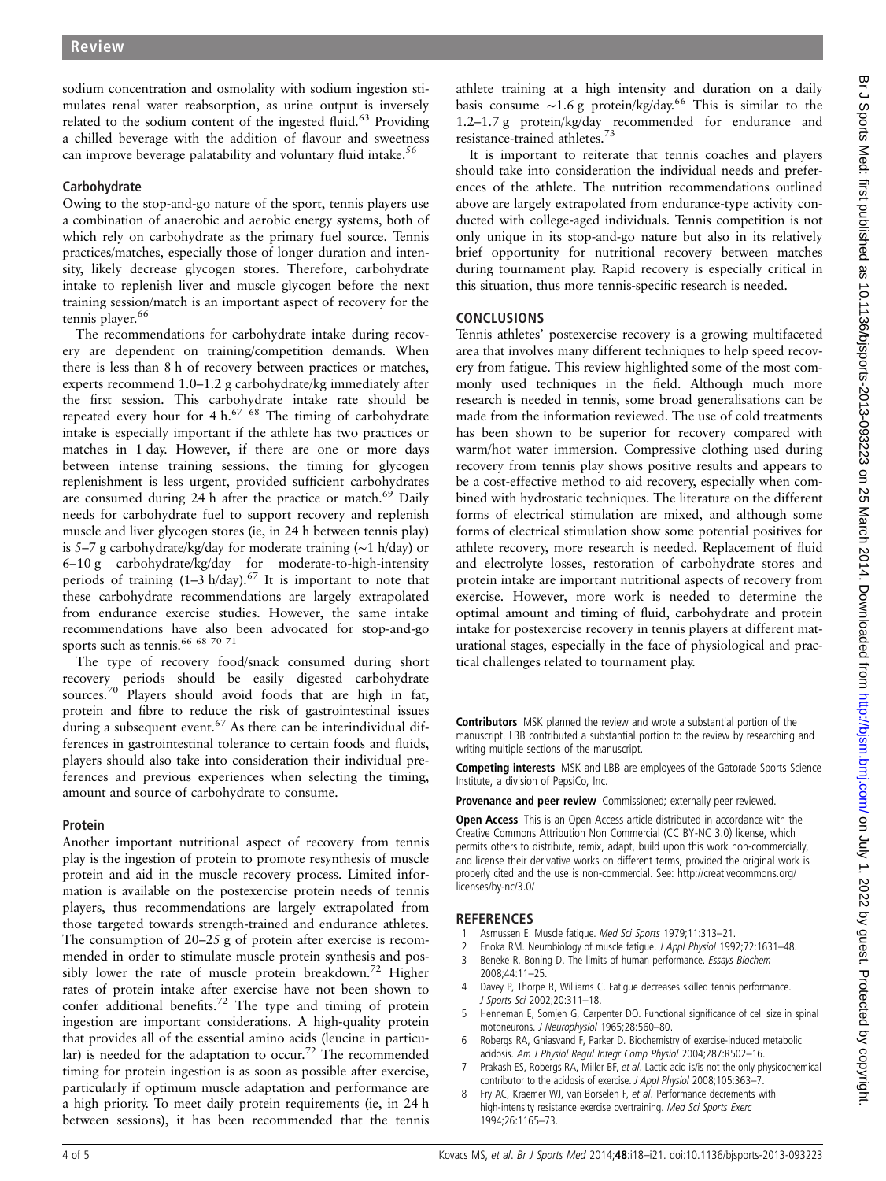sodium concentration and osmolality with sodium ingestion stimulates renal water reabsorption, as urine output is inversely related to the sodium content of the ingested fluid.[63] Providing a chilled beverage with the addition of flavour and sweetness can improve beverage palatability and voluntary fluid intake.[56]

### Carbohydrate

Owing to the stop-and-go nature of the sport, tennis players use a combination of anaerobic and aerobic energy systems, both of which rely on carbohydrate as the primary fuel source. Tennis practices/matches, especially those of longer duration and intensity, likely decrease glycogen stores. Therefore, carbohydrate intake to replenish liver and muscle glycogen before the next training session/match is an important aspect of recovery for the tennis player.[66]

The recommendations for carbohydrate intake during recovery are dependent on training/competition demands. When there is less than 8 h of recovery between practices or matches, experts recommend 1.0–1.2 g carbohydrate/kg immediately after the first session. This carbohydrate intake rate should be repeated every hour for 4 h.[67 68] The timing of carbohydrate intake is especially important if the athlete has two practices or matches in 1 day. However, if there are one or more days between intense training sessions, the timing for glycogen replenishment is less urgent, provided sufficient carbohydrates are consumed during 24 h after the practice or match.[69] Daily needs for carbohydrate fuel to support recovery and replenish muscle and liver glycogen stores (ie, in 24 h between tennis play) is 5–7 g carbohydrate/kg/day for moderate training (~1 h/day) or 6–10 g carbohydrate/kg/day for moderate-to-high-intensity periods of training (1–3 h/day).[67] It is important to note that these carbohydrate recommendations are largely extrapolated from endurance exercise studies. However, the same intake recommendations have also been advocated for stop-and-go sports such as tennis.[66 68 70 71]

The type of recovery food/snack consumed during short recovery periods should be easily digested carbohydrate sources.[70] Players should avoid foods that are high in fat, protein and fibre to reduce the risk of gastrointestinal issues during a subsequent event.[67] As there can be interindividual differences in gastrointestinal tolerance to certain foods and fluids, players should also take into consideration their individual preferences and previous experiences when selecting the timing, amount and source of carbohydrate to consume.

### Protein

Another important nutritional aspect of recovery from tennis play is the ingestion of protein to promote resynthesis of muscle protein and aid in the muscle recovery process. Limited information is available on the postexercise protein needs of tennis players, thus recommendations are largely extrapolated from those targeted towards strength-trained and endurance athletes. The consumption of 20–25 g of protein after exercise is recommended in order to stimulate muscle protein synthesis and possibly lower the rate of muscle protein breakdown.[72] Higher rates of protein intake after exercise have not been shown to confer additional benefits.[72] The type and timing of protein ingestion are important considerations. A high-quality protein that provides all of the essential amino acids (leucine in particular) is needed for the adaptation to occur.[72] The recommended timing for protein ingestion is as soon as possible after exercise, particularly if optimum muscle adaptation and performance are a high priority. To meet daily protein requirements (ie, in 24 h between sessions), it has been recommended that the tennis athlete training at a high intensity and duration on a daily basis consume ~1.6 g protein/kg/day.[66] This is similar to the 1.2–1.7 g protein/kg/day recommended for endurance and resistance-trained athletes.[73]

It is important to reiterate that tennis coaches and players should take into consideration the individual needs and preferences of the athlete. The nutrition recommendations outlined above are largely extrapolated from endurance-type activity conducted with college-aged individuals. Tennis competition is not only unique in its stop-and-go nature but also in its relatively brief opportunity for nutritional recovery between matches during tournament play. Rapid recovery is especially critical in this situation, thus more tennis-specific research is needed.

## CONCLUSIONS

Tennis athletes' postexercise recovery is a growing multifaceted area that involves many different techniques to help speed recovery from fatigue. This review highlighted some of the most commonly used techniques in the field. Although much more research is needed in tennis, some broad generalisations can be made from the information reviewed. The use of cold treatments has been shown to be superior for recovery compared with warm/hot water immersion. Compressive clothing used during recovery from tennis play shows positive results and appears to be a cost-effective method to aid recovery, especially when combined with hydrostatic techniques. The literature on the different forms of electrical stimulation are mixed, and although some forms of electrical stimulation show some potential positives for athlete recovery, more research is needed. Replacement of fluid and electrolyte losses, restoration of carbohydrate stores and protein intake are important nutritional aspects of recovery from exercise. However, more work is needed to determine the optimal amount and timing of fluid, carbohydrate and protein intake for postexercise recovery in tennis players at different maturational stages, especially in the face of physiological and practical challenges related to tournament play.

**Contributors** MSK planned the review and wrote a substantial portion of the manuscript. LBB contributed a substantial portion to the review by researching and writing multiple sections of the manuscript.

**Competing interests** MSK and LBB are employees of the Gatorade Sports Science Institute, a division of PepsiCo, Inc.

**Provenance and peer review** Commissioned; externally peer reviewed.

**Open Access** This is an Open Access article distributed in accordance with the Creative Commons Attribution Non Commercial (CC BY-NC 3.0) license, which permits others to distribute, remix, adapt, build upon this work non-commercially, and license their derivative works on different terms, provided the original work is properly cited and the use is non-commercial. See: http://creativecommons.org/licenses/by-nc/3.0/

## REFERENCES

1. Asmussen E. Muscle fatigue. *Med Sci Sports* 1979;11:313–21.
2. Enoka RM. Neurobiology of muscle fatigue. *J Appl Physiol* 1992;72:1631–48.
3. Beneke R, Boning D. The limits of human performance. *Essays Biochem* 2008;44:11–25.
4. Davey P, Thorpe R, Williams C. Fatigue decreases skilled tennis performance. *J Sports Sci* 2002;20:311–18.
5. Henneman E, Somjen G, Carpenter DO. Functional significance of cell size in spinal motoneurons. *J Neurophysiol* 1965;28:560–80.
6. Robergs RA, Ghiasvand F, Parker D. Biochemistry of exercise-induced metabolic acidosis. *Am J Physiol Regul Integr Comp Physiol* 2004;287:R502–16.
7. Prakash ES, Robergs RA, Miller BF, *et al*. Lactic acid is/is not the only physicochemical contributor to the acidosis of exercise. *J Appl Physiol* 2008;105:363–7.
8. Fry AC, Kraemer WJ, van Borselen F, *et al*. Performance decrements with high-intensity resistance exercise overtraining. *Med Sci Sports Exerc* 1994;26:1165–73.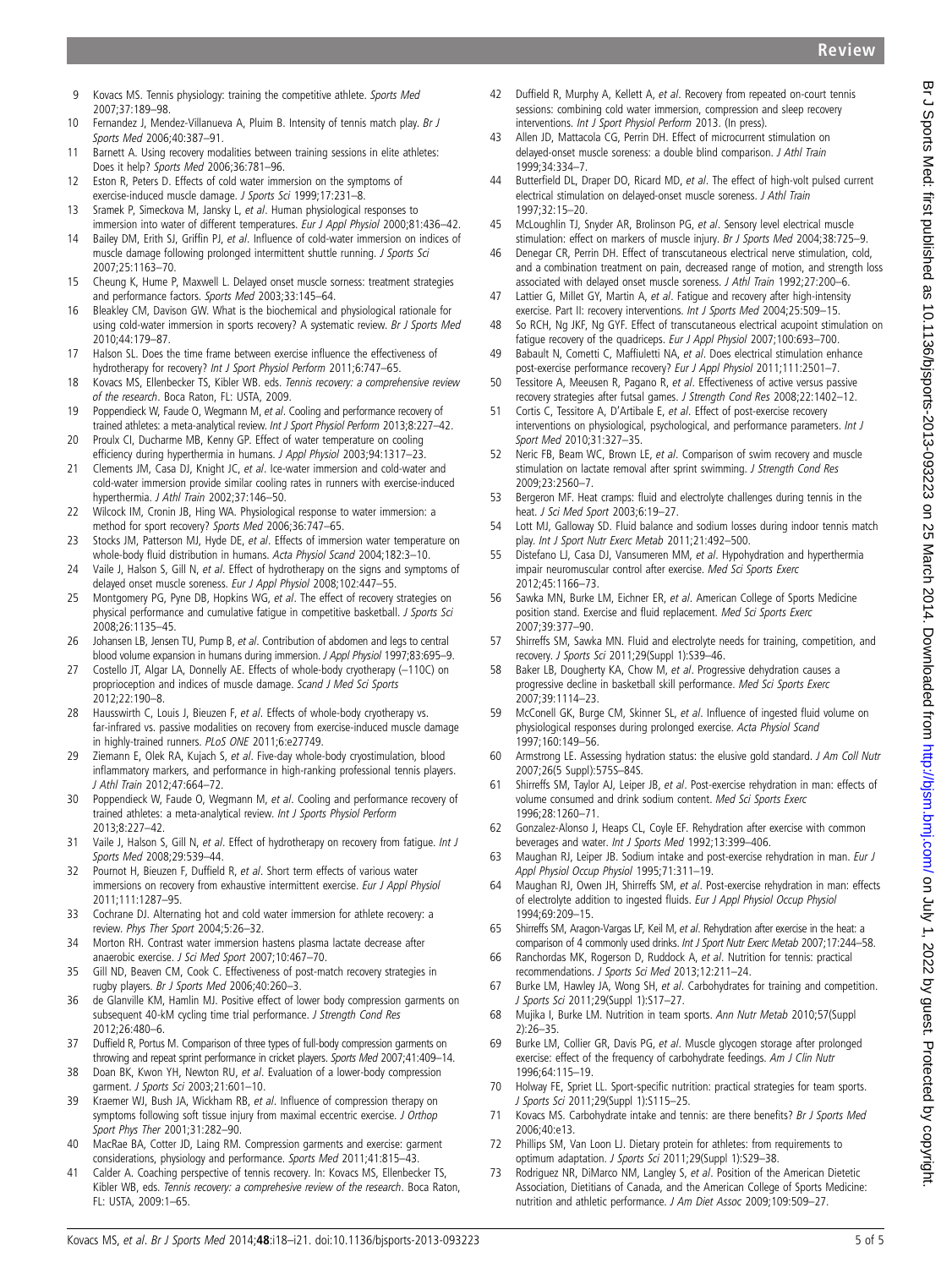9 Kovacs MS. Tennis physiology: training the competitive athlete. *Sports Med* 2007;37:189–98.
10 Fernandez J, Mendez-Villanueva A, Pluim B. Intensity of tennis match play. *Br J Sports Med* 2006;40:387–91.
11 Barnett A. Using recovery modalities between training sessions in elite athletes: Does it help? *Sports Med* 2006;36:781–96.
12 Eston R, Peters D. Effects of cold water immersion on the symptoms of exercise-induced muscle damage. *J Sports Sci* 1999;17:231–8.
13 Sramek P, Simeckova M, Jansky L, *et al*. Human physiological responses to immersion into water of different temperatures. *Eur J Appl Physiol* 2000;81:436–42.
14 Bailey DM, Erith SJ, Griffin PJ, *et al*. Influence of cold-water immersion on indices of muscle damage following prolonged intermittent shuttle running. *J Sports Sci* 2007;25:1163–70.
15 Cheung K, Hume P, Maxwell L. Delayed onset muscle sorness: treatment strategies and performance factors. *Sports Med* 2003;33:145–64.
16 Bleakley CM, Davison GW. What is the biochemical and physiological rationale for using cold-water immersion in sports recovery? A systematic review. *Br J Sports Med* 2010;44:179–87.
17 Halson SL. Does the time frame between exercise influence the effectiveness of hydrotherapy for recovery? *Int J Sport Physiol Perform* 2011;6:747–65.
18 Kovacs MS, Ellenbecker TS, Kibler WB. eds. *Tennis recovery: a comprehensive review of the research*. Boca Raton, FL: USTA, 2009.
19 Poppendieck W, Faude O, Wegmann M, *et al*. Cooling and performance recovery of trained athletes: a meta-analytical review. *Int J Sport Physiol Perform* 2013;8:227–42.
20 Proulx CI, Ducharme MB, Kenny GP. Effect of water temperature on cooling efficiency during hyperthermia in humans. *J Appl Physiol* 2003;94:1317–23.
21 Clements JM, Casa DJ, Knight JC, *et al*. Ice-water immersion and cold-water and cold-water immersion provide similar cooling rates in runners with exercise-induced hyperthermia. *J Athl Train* 2002;37:146–50.
22 Wilcock IM, Cronin JB, Hing WA. Physiological response to water immersion: a method for sport recovery? *Sports Med* 2006;36:747–65.
23 Stocks JM, Patterson MJ, Hyde DE, *et al*. Effects of immersion water temperature on whole-body fluid distribution in humans. *Acta Physiol Scand* 2004;182:3–10.
24 Vaile J, Halson S, Gill N, *et al*. Effect of hydrotherapy on the signs and symptoms of delayed onset muscle soreness. *Eur J Appl Physiol* 2008;102:447–55.
25 Montgomery PG, Pyne DB, Hopkins WG, *et al*. The effect of recovery strategies on physical performance and cumulative fatigue in competitive basketball. *J Sports Sci* 2008;26:1135–45.
26 Johansen LB, Jensen TU, Pump B, *et al*. Contribution of abdomen and legs to central blood volume expansion in humans during immersion. *J Appl Physiol* 1997;83:695–9.
27 Costello JT, Algar LA, Donnelly AE. Effects of whole-body cryotherapy (–110C) on proprioception and indices of muscle damage. *Scand J Med Sci Sports* 2012;22:190–8.
28 Hausswirth C, Louis J, Bieuzen F, *et al*. Effects of whole-body cryotherapy vs. far-infrared vs. passive modalities on recovery from exercise-induced muscle damage in highly-trained runners. *PLoS ONE* 2011;6:e27749.
29 Ziemann E, Olek RA, Kujach S, *et al*. Five-day whole-body cryostimulation, blood inflammatory markers, and performance in high-ranking professional tennis players. *J Athl Train* 2012;47:664–72.
30 Poppendieck W, Faude O, Wegmann M, *et al*. Cooling and performance recovery of trained athletes: a meta-analytical review. *Int J Sports Physiol Perform* 2013;8:227–42.
31 Vaile J, Halson S, Gill N, *et al*. Effect of hydrotherapy on recovery from fatigue. *Int J Sports Med* 2008;29:539–44.
32 Pournot H, Bieuzen F, Duffield R, *et al*. Short term effects of various water immersions on recovery from exhaustive intermittent exercise. *Eur J Appl Physiol* 2011;111:1287–95.
33 Cochrane DJ. Alternating hot and cold water immersion for athlete recovery: a review. *Phys Ther Sport* 2004;5:26–32.
34 Morton RH. Contrast water immersion hastens plasma lactate decrease after anaerobic exercise. *J Sci Med Sport* 2007;10:467–70.
35 Gill ND, Beaven CM, Cook C. Effectiveness of post-match recovery strategies in rugby players. *Br J Sports Med* 2006;40:260–3.
36 de Glanville KM, Hamlin MJ. Positive effect of lower body compression garments on subsequent 40-kM cycling time trial performance. *J Strength Cond Res* 2012;26:480–6.
37 Duffield R, Portus M. Comparison of three types of full-body compression garments on throwing and repeat sprint performance in cricket players. *Sports Med* 2007;41:409–14.
38 Doan BK, Kwon YH, Newton RU, *et al*. Evaluation of a lower-body compression garment. *J Sports Sci* 2003;21:601–10.
39 Kraemer WJ, Bush JA, Wickham RB, *et al*. Influence of compression therapy on symptoms following soft tissue injury from maximal eccentric exercise. *J Orthop Sport Phys Ther* 2001;31:282–90.
40 MacRae BA, Cotter JD, Laing RM. Compression garments and exercise: garment considerations, physiology and performance. *Sports Med* 2011;41:815–43.
41 Calder A. Coaching perspective of tennis recovery. In: Kovacs MS, Ellenbecker TS, Kibler WB, eds. *Tennis recovery: a comprehesive review of the research*. Boca Raton, FL: USTA, 2009:1–65.
42 Duffield R, Murphy A, Kellett A, *et al*. Recovery from repeated on-court tennis sessions: combining cold water immersion, compression and sleep recovery interventions. *Int J Sport Physiol Perform* 2013. (In press).
43 Allen JD, Mattacola CG, Perrin DH. Effect of microcurrent stimulation on delayed-onset muscle soreness: a double blind comparison. *J Athl Train* 1999;34:334–7.
44 Butterfield DL, Draper DO, Ricard MD, *et al*. The effect of high-volt pulsed current electrical stimulation on delayed-onset muscle soreness. *J Athl Train* 1997;32:15–20.
45 McLoughlin TJ, Snyder AR, Brolinson PG, *et al*. Sensory level electrical muscle stimulation: effect on markers of muscle injury. *Br J Sports Med* 2004;38:725–9.
46 Denegar CR, Perrin DH. Effect of transcutaneous electrical nerve stimulation, cold, and a combination treatment on pain, decreased range of motion, and strength loss associated with delayed onset muscle soreness. *J Athl Train* 1992;27:200–6.
47 Lattier G, Millet GY, Martin A, *et al*. Fatigue and recovery after high-intensity exercise. Part II: recovery interventions. *Int J Sports Med* 2004;25:509–15.
48 So RCH, Ng JKF, Ng GYF. Effect of transcutaneous electrical acupoint stimulation on fatigue recovery of the quadriceps. *Eur J Appl Physiol* 2007;100:693–700.
49 Babault N, Cometti C, Maffiuletti NA, *et al*. Does electrical stimulation enhance post-exercise performance recovery? *Eur J Appl Physiol* 2011;111:2501–7.
50 Tessitore A, Meeusen R, Pagano R, *et al*. Effectiveness of active versus passive recovery strategies after futsal games. *J Strength Cond Res* 2008;22:1402–12.
51 Cortis C, Tessitore A, D'Artibale E, *et al*. Effect of post-exercise recovery interventions on physiological, psychological, and performance parameters. *Int J Sport Med* 2010;31:327–35.
52 Neric FB, Beam WC, Brown LE, *et al*. Comparison of swim recovery and muscle stimulation on lactate removal after sprint swimming. *J Strength Cond Res* 2009;23:2560–7.
53 Bergeron MF. Heat cramps: fluid and electrolyte challenges during tennis in the heat. *J Sci Med Sport* 2003;6:19–27.
54 Lott MJ, Galloway SD. Fluid balance and sodium losses during indoor tennis match play. *Int J Sport Nutr Exerc Metab* 2011;21:492–500.
55 Distefano LJ, Casa DJ, Vansumeren MM, *et al*. Hypohydration and hyperthermia impair neuromuscular control after exercise. *Med Sci Sports Exerc* 2012;45:1166–73.
56 Sawka MN, Burke LM, Eichner ER, *et al*. American College of Sports Medicine position stand. Exercise and fluid replacement. *Med Sci Sports Exerc* 2007;39:377–90.
57 Shirreffs SM, Sawka MN. Fluid and electrolyte needs for training, competition, and recovery. *J Sports Sci* 2011;29(Suppl 1):S39–46.
58 Baker LB, Dougherty KA, Chow M, *et al*. Progressive dehydration causes a progressive decline in basketball skill performance. *Med Sci Sports Exerc* 2007;39:1114–23.
59 McConell GK, Burge CM, Skinner SL, *et al*. Influence of ingested fluid volume on physiological responses during prolonged exercise. *Acta Physiol Scand* 1997;160:149–56.
60 Armstrong LE. Assessing hydration status: the elusive gold standard. *J Am Coll Nutr* 2007;26(5 Suppl):575S–84S.
61 Shirreffs SM, Taylor AJ, Leiper JB, *et al*. Post-exercise rehydration in man: effects of volume consumed and drink sodium content. *Med Sci Sports Exerc* 1996;28:1260–71.
62 Gonzalez-Alonso J, Heaps CL, Coyle EF. Rehydration after exercise with common beverages and water. *Int J Sports Med* 1992;13:399–406.
63 Maughan RJ, Leiper JB. Sodium intake and post-exercise rehydration in man. *Eur J Appl Physiol Occup Physiol* 1995;71:311–19.
64 Maughan RJ, Owen JH, Shirreffs SM, *et al*. Post-exercise rehydration in man: effects of electrolyte addition to ingested fluids. *Eur J Appl Physiol Occup Physiol* 1994;69:209–15.
65 Shirreffs SM, Aragon-Vargas LF, Keil M, *et al*. Rehydration after exercise in the heat: a comparison of 4 commonly used drinks. *Int J Sport Nutr Exerc Metab* 2007;17:244–58.
66 Ranchordas MK, Rogerson D, Ruddock A, *et al*. Nutrition for tennis: practical recommendations. *J Sports Sci Med* 2013;12:211–24.
67 Burke LM, Hawley JA, Wong SH, *et al*. Carbohydrates for training and competition. *J Sports Sci* 2011;29(Suppl 1):S17–27.
68 Mujika I, Burke LM. Nutrition in team sports. *Ann Nutr Metab* 2010;57(Suppl 2):26–35.
69 Burke LM, Collier GR, Davis PG, *et al*. Muscle glycogen storage after prolonged exercise: effect of the frequency of carbohydrate feedings. *Am J Clin Nutr* 1996;64:115–19.
70 Holway FE, Spriet LL. Sport-specific nutrition: practical strategies for team sports. *J Sports Sci* 2011;29(Suppl 1):S115–25.
71 Kovacs MS. Carbohydrate intake and tennis: are there benefits? *Br J Sports Med* 2006;40:e13.
72 Phillips SM, Van Loon LJ. Dietary protein for athletes: from requirements to optimum adaptation. *J Sports Sci* 2011;29(Suppl 1):S29–38.
73 Rodriguez NR, DiMarco NM, Langley S, *et al*. Position of the American Dietetic Association, Dietitians of Canada, and the American College of Sports Medicine: nutrition and athletic performance. *J Am Diet Assoc* 2009;109:509–27.